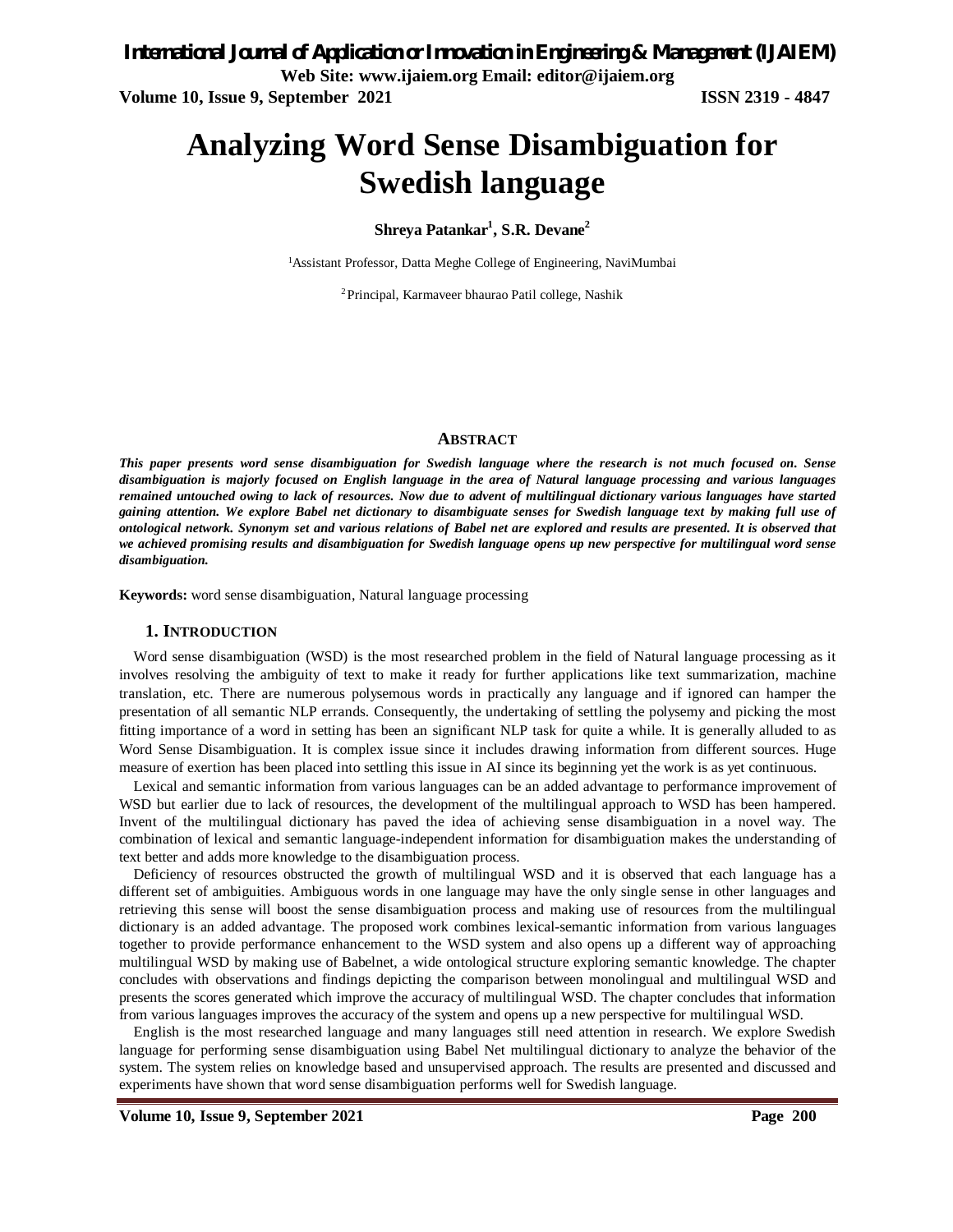# Analyzing Word Sense Disambiguation for Swedish language

**Shreya Patankar[1], S.R. Devane[2]**

[1]Assistant Professor, Datta Meghe College of Engineering, NaviMumbai

[2]Principal, Karmaveer bhaurao Patil college, Nashik

## ABSTRACT

***This paper presents word sense disambiguation for Swedish language where the research is not much focused on. Sense disambiguation is majorly focused on English language in the area of Natural language processing and various languages remained untouched owing to lack of resources. Now due to advent of multilingual dictionary various languages have started gaining attention. We explore Babel net dictionary to disambiguate senses for Swedish language text by making full use of ontological network. Synonym set and various relations of Babel net are explored and results are presented. It is observed that we achieved promising results and disambiguation for Swedish language opens up new perspective for multilingual word sense disambiguation.***

**Keywords:** word sense disambiguation, Natural language processing

## 1. INTRODUCTION

Word sense disambiguation (WSD) is the most researched problem in the field of Natural language processing as it involves resolving the ambiguity of text to make it ready for further applications like text summarization, machine translation, etc. There are numerous polysemous words in practically any language and if ignored can hamper the presentation of all semantic NLP errands. Consequently, the undertaking of settling the polysemy and picking the most fitting importance of a word in setting has been an significant NLP task for quite a while. It is generally alluded to as Word Sense Disambiguation. It is complex issue since it includes drawing information from different sources. Huge measure of exertion has been placed into settling this issue in AI since its beginning yet the work is as yet continuous.

Lexical and semantic information from various languages can be an added advantage to performance improvement of WSD but earlier due to lack of resources, the development of the multilingual approach to WSD has been hampered. Invent of the multilingual dictionary has paved the idea of achieving sense disambiguation in a novel way. The combination of lexical and semantic language-independent information for disambiguation makes the understanding of text better and adds more knowledge to the disambiguation process.

Deficiency of resources obstructed the growth of multilingual WSD and it is observed that each language has a different set of ambiguities. Ambiguous words in one language may have the only single sense in other languages and retrieving this sense will boost the sense disambiguation process and making use of resources from the multilingual dictionary is an added advantage. The proposed work combines lexical-semantic information from various languages together to provide performance enhancement to the WSD system and also opens up a different way of approaching multilingual WSD by making use of Babelnet, a wide ontological structure exploring semantic knowledge. The chapter concludes with observations and findings depicting the comparison between monolingual and multilingual WSD and presents the scores generated which improve the accuracy of multilingual WSD. The chapter concludes that information from various languages improves the accuracy of the system and opens up a new perspective for multilingual WSD.

English is the most researched language and many languages still need attention in research. We explore Swedish language for performing sense disambiguation using Babel Net multilingual dictionary to analyze the behavior of the system. The system relies on knowledge based and unsupervised approach. The results are presented and discussed and experiments have shown that word sense disambiguation performs well for Swedish language.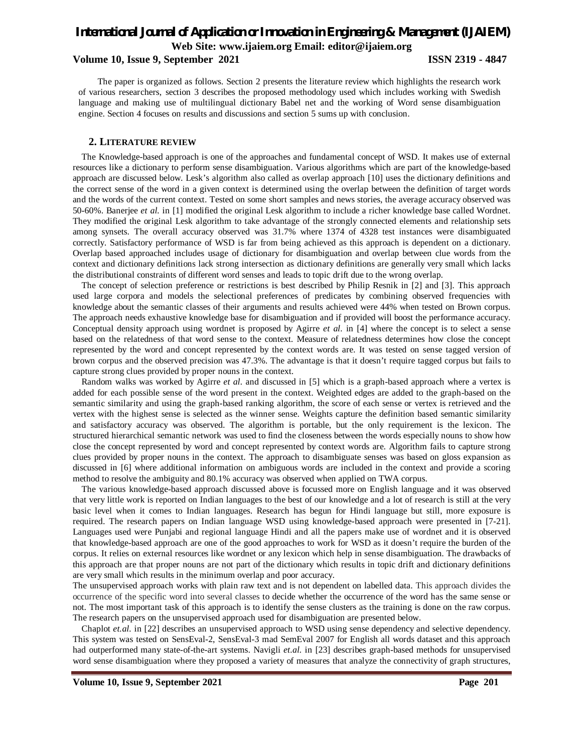The paper is organized as follows. Section 2 presents the literature review which highlights the research work of various researchers, section 3 describes the proposed methodology used which includes working with Swedish language and making use of multilingual dictionary Babel net and the working of Word sense disambiguation engine. Section 4 focuses on results and discussions and section 5 sums up with conclusion.

## 2. LITERATURE REVIEW

The Knowledge-based approach is one of the approaches and fundamental concept of WSD. It makes use of external resources like a dictionary to perform sense disambiguation. Various algorithms which are part of the knowledge-based approach are discussed below. Lesk's algorithm also called as overlap approach [10] uses the dictionary definitions and the correct sense of the word in a given context is determined using the overlap between the definition of target words and the words of the current context. Tested on some short samples and news stories, the average accuracy observed was 50-60%. Banerjee *et al.* in [1] modified the original Lesk algorithm to include a richer knowledge base called Wordnet. They modified the original Lesk algorithm to take advantage of the strongly connected elements and relationship sets among synsets. The overall accuracy observed was 31.7% where 1374 of 4328 test instances were disambiguated correctly. Satisfactory performance of WSD is far from being achieved as this approach is dependent on a dictionary. Overlap based approached includes usage of dictionary for disambiguation and overlap between clue words from the context and dictionary definitions lack strong intersection as dictionary definitions are generally very small which lacks the distributional constraints of different word senses and leads to topic drift due to the wrong overlap.

The concept of selection preference or restrictions is best described by Philip Resnik in [2] and [3]. This approach used large corpora and models the selectional preferences of predicates by combining observed frequencies with knowledge about the semantic classes of their arguments and results achieved were 44% when tested on Brown corpus. The approach needs exhaustive knowledge base for disambiguation and if provided will boost the performance accuracy. Conceptual density approach using wordnet is proposed by Agirre *et al.* in [4] where the concept is to select a sense based on the relatedness of that word sense to the context. Measure of relatedness determines how close the concept represented by the word and concept represented by the context words are. It was tested on sense tagged version of brown corpus and the observed precision was 47.3%. The advantage is that it doesn't require tagged corpus but fails to capture strong clues provided by proper nouns in the context.

Random walks was worked by Agirre *et al.* and discussed in [5] which is a graph-based approach where a vertex is added for each possible sense of the word present in the context. Weighted edges are added to the graph-based on the semantic similarity and using the graph-based ranking algorithm, the score of each sense or vertex is retrieved and the vertex with the highest sense is selected as the winner sense. Weights capture the definition based semantic similarity and satisfactory accuracy was observed. The algorithm is portable, but the only requirement is the lexicon. The structured hierarchical semantic network was used to find the closeness between the words especially nouns to show how close the concept represented by word and concept represented by context words are. Algorithm fails to capture strong clues provided by proper nouns in the context. The approach to disambiguate senses was based on gloss expansion as discussed in [6] where additional information on ambiguous words are included in the context and provide a scoring method to resolve the ambiguity and 80.1% accuracy was observed when applied on TWA corpus.

The various knowledge-based approach discussed above is focussed more on English language and it was observed that very little work is reported on Indian languages to the best of our knowledge and a lot of research is still at the very basic level when it comes to Indian languages. Research has begun for Hindi language but still, more exposure is required. The research papers on Indian language WSD using knowledge-based approach were presented in [7-21]. Languages used were Punjabi and regional language Hindi and all the papers make use of wordnet and it is observed that knowledge-based approach are one of the good approaches to work for WSD as it doesn't require the burden of the corpus. It relies on external resources like wordnet or any lexicon which help in sense disambiguation. The drawbacks of this approach are that proper nouns are not part of the dictionary which results in topic drift and dictionary definitions are very small which results in the minimum overlap and poor accuracy.

The unsupervised approach works with plain raw text and is not dependent on labelled data. This approach divides the occurrence of the specific word into several classes to decide whether the occurrence of the word has the same sense or not. The most important task of this approach is to identify the sense clusters as the training is done on the raw corpus. The research papers on the unsupervised approach used for disambiguation are presented below.

Chaplot *et.al.* in [22] describes an unsupervised approach to WSD using sense dependency and selective dependency. This system was tested on SensEval-2, SensEval-3 mad SemEval 2007 for English all words dataset and this approach had outperformed many state-of-the-art systems. Navigli *et.al.* in [23] describes graph-based methods for unsupervised word sense disambiguation where they proposed a variety of measures that analyze the connectivity of graph structures,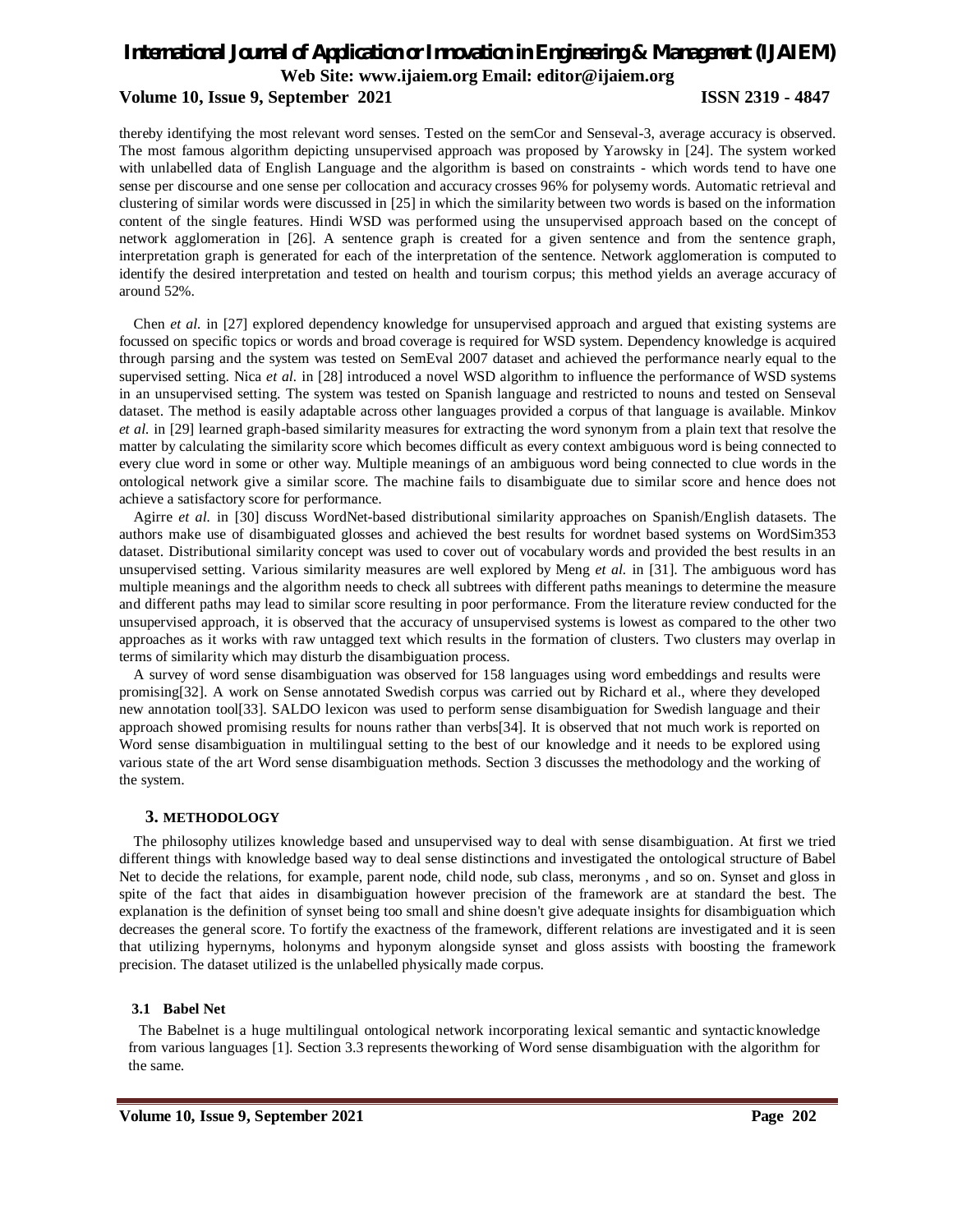thereby identifying the most relevant word senses. Tested on the semCor and Senseval-3, average accuracy is observed. The most famous algorithm depicting unsupervised approach was proposed by Yarowsky in [24]. The system worked with unlabelled data of English Language and the algorithm is based on constraints - which words tend to have one sense per discourse and one sense per collocation and accuracy crosses 96% for polysemy words. Automatic retrieval and clustering of similar words were discussed in [25] in which the similarity between two words is based on the information content of the single features. Hindi WSD was performed using the unsupervised approach based on the concept of network agglomeration in [26]. A sentence graph is created for a given sentence and from the sentence graph, interpretation graph is generated for each of the interpretation of the sentence. Network agglomeration is computed to identify the desired interpretation and tested on health and tourism corpus; this method yields an average accuracy of around 52%.

Chen *et al.* in [27] explored dependency knowledge for unsupervised approach and argued that existing systems are focussed on specific topics or words and broad coverage is required for WSD system. Dependency knowledge is acquired through parsing and the system was tested on SemEval 2007 dataset and achieved the performance nearly equal to the supervised setting. Nica *et al.* in [28] introduced a novel WSD algorithm to influence the performance of WSD systems in an unsupervised setting. The system was tested on Spanish language and restricted to nouns and tested on Senseval dataset. The method is easily adaptable across other languages provided a corpus of that language is available. Minkov *et al.* in [29] learned graph-based similarity measures for extracting the word synonym from a plain text that resolve the matter by calculating the similarity score which becomes difficult as every context ambiguous word is being connected to every clue word in some or other way. Multiple meanings of an ambiguous word being connected to clue words in the ontological network give a similar score. The machine fails to disambiguate due to similar score and hence does not achieve a satisfactory score for performance.

Agirre *et al.* in [30] discuss WordNet-based distributional similarity approaches on Spanish/English datasets. The authors make use of disambiguated glosses and achieved the best results for wordnet based systems on WordSim353 dataset. Distributional similarity concept was used to cover out of vocabulary words and provided the best results in an unsupervised setting. Various similarity measures are well explored by Meng *et al.* in [31]. The ambiguous word has multiple meanings and the algorithm needs to check all subtrees with different paths meanings to determine the measure and different paths may lead to similar score resulting in poor performance. From the literature review conducted for the unsupervised approach, it is observed that the accuracy of unsupervised systems is lowest as compared to the other two approaches as it works with raw untagged text which results in the formation of clusters. Two clusters may overlap in terms of similarity which may disturb the disambiguation process.

A survey of word sense disambiguation was observed for 158 languages using word embeddings and results were promising[32]. A work on Sense annotated Swedish corpus was carried out by Richard et al., where they developed new annotation tool[33]. SALDO lexicon was used to perform sense disambiguation for Swedish language and their approach showed promising results for nouns rather than verbs[34]. It is observed that not much work is reported on Word sense disambiguation in multilingual setting to the best of our knowledge and it needs to be explored using various state of the art Word sense disambiguation methods. Section 3 discusses the methodology and the working of the system.

## 3. METHODOLOGY

The philosophy utilizes knowledge based and unsupervised way to deal with sense disambiguation. At first we tried different things with knowledge based way to deal sense distinctions and investigated the ontological structure of Babel Net to decide the relations, for example, parent node, child node, sub class, meronyms , and so on. Synset and gloss in spite of the fact that aides in disambiguation however precision of the framework are at standard the best. The explanation is the definition of synset being too small and shine doesn't give adequate insights for disambiguation which decreases the general score. To fortify the exactness of the framework, different relations are investigated and it is seen that utilizing hypernyms, holonyms and hyponym alongside synset and gloss assists with boosting the framework precision. The dataset utilized is the unlabelled physically made corpus.

### 3.1 Babel Net

The Babelnet is a huge multilingual ontological network incorporating lexical semantic and syntactic knowledge from various languages [1]. Section 3.3 represents theworking of Word sense disambiguation with the algorithm for the same.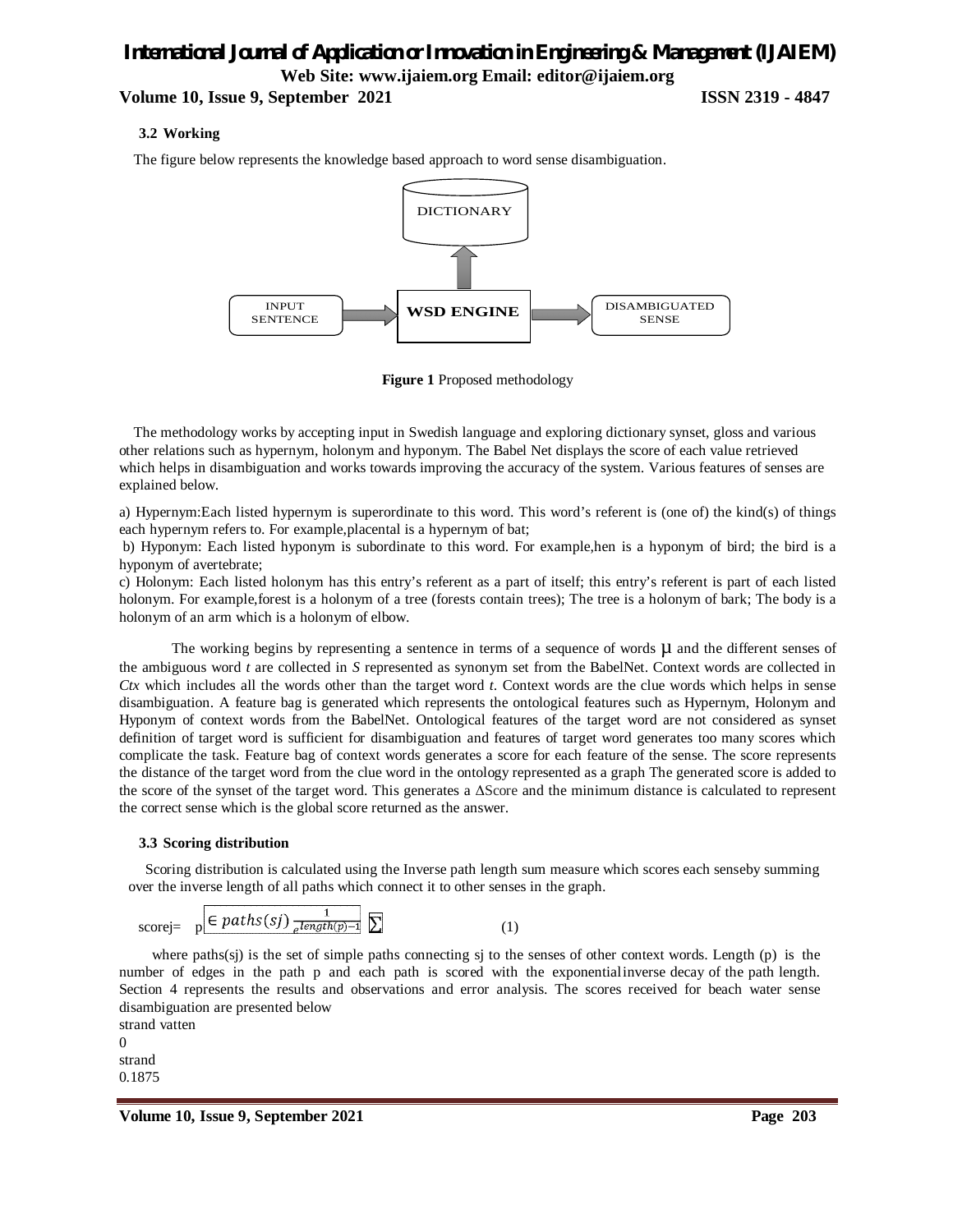### 3.2 Working

The figure below represents the knowledge based approach to word sense disambiguation.

DICTIONARY

INPUT SENTENCE → WSD ENGINE → DISAMBIGUATED SENSE

**Figure 1** Proposed methodology

The methodology works by accepting input in Swedish language and exploring dictionary synset, gloss and various other relations such as hypernym, holonym and hyponym. The Babel Net displays the score of each value retrieved which helps in disambiguation and works towards improving the accuracy of the system. Various features of senses are explained below.

a) Hypernym:Each listed hypernym is superordinate to this word. This word's referent is (one of) the kind(s) of things each hypernym refers to. For example,placental is a hypernym of bat;

b) Hyponym: Each listed hyponym is subordinate to this word. For example,hen is a hyponym of bird; the bird is a hyponym of avertebrate;

c) Holonym: Each listed holonym has this entry's referent as a part of itself; this entry's referent is part of each listed holonym. For example,forest is a holonym of a tree (forests contain trees); The tree is a holonym of bark; The body is a holonym of an arm which is a holonym of elbow.

The working begins by representing a sentence in terms of a sequence of words $\mu$ and the different senses of the ambiguous word *t* are collected in *S* represented as synonym set from the BabelNet. Context words are collected in *Ctx* which includes all the words other than the target word *t*. Context words are the clue words which helps in sense disambiguation. A feature bag is generated which represents the ontological features such as Hypernym, Holonym and Hyponym of context words from the BabelNet. Ontological features of the target word are not considered as synset definition of target word is sufficient for disambiguation and features of target word generates too many scores which complicate the task. Feature bag of context words generates a score for each feature of the sense. The score represents the distance of the target word from the clue word in the ontology represented as a graph The generated score is added to the score of the synset of the target word. This generates a $\Delta$Score and the minimum distance is calculated to represent the correct sense which is the global score returned as the answer.

### 3.3 Scoring distribution

Scoring distribution is calculated using the Inverse path length sum measure which scores each senseby summing over the inverse length of all paths which connect it to other senses in the graph.

$$score_j = \sum_{p \in paths(s_j)} \frac{1}{e^{length(p)-1}} \qquad (1)$$

where paths(sj) is the set of simple paths connecting sj to the senses of other context words. Length (p) is the number of edges in the path p and each path is scored with the exponentialinverse decay of the path length. Section 4 represents the results and observations and error analysis. The scores received for beach water sense disambiguation are presented below

strand vatten

0

strand

0.1875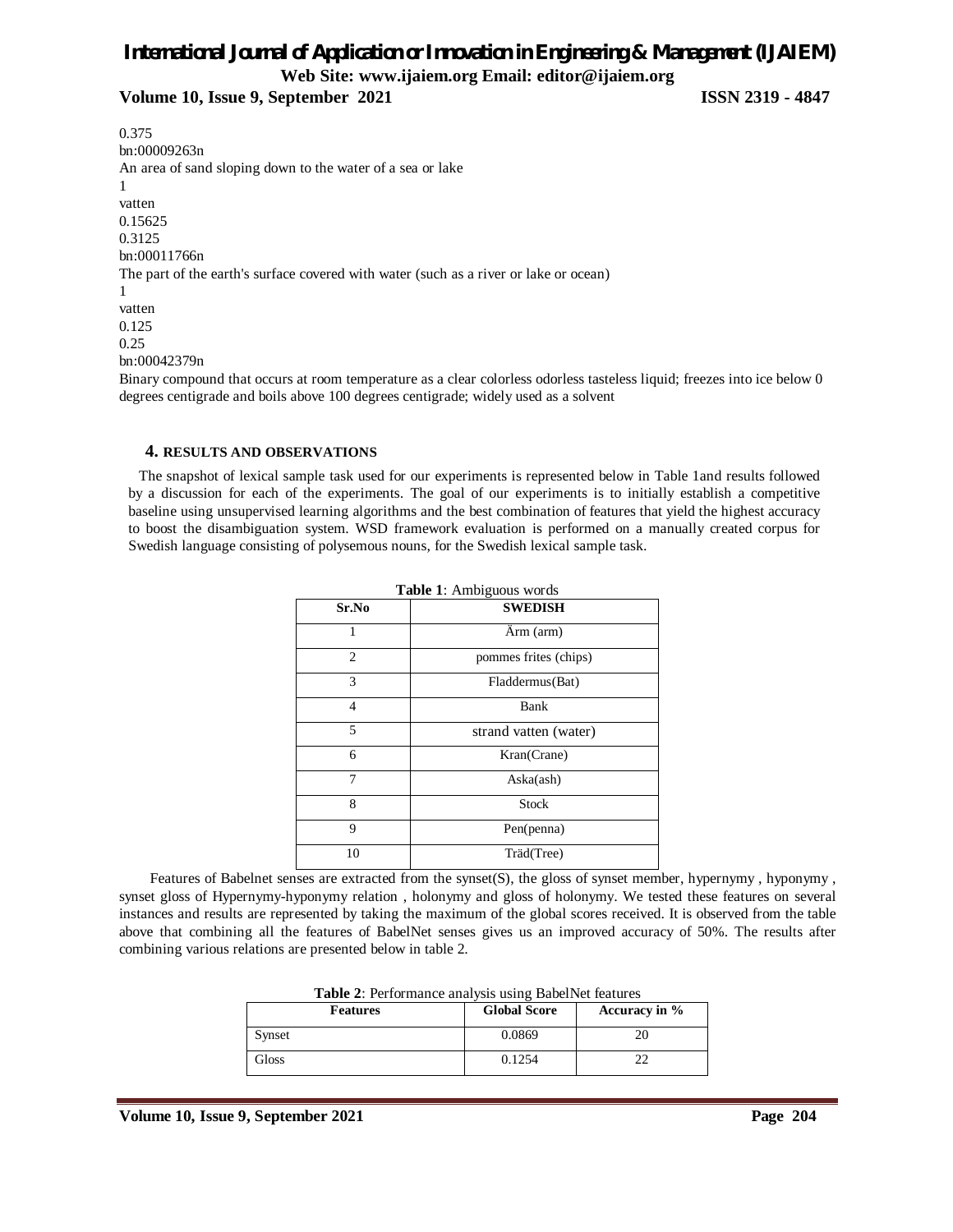0.375
bn:00009263n
An area of sand sloping down to the water of a sea or lake
1
vatten
0.15625
0.3125
bn:00011766n
The part of the earth's surface covered with water (such as a river or lake or ocean)
1
vatten
0.125
0.25
bn:00042379n
Binary compound that occurs at room temperature as a clear colorless odorless tasteless liquid; freezes into ice below 0 degrees centigrade and boils above 100 degrees centigrade; widely used as a solvent

## 4. RESULTS AND OBSERVATIONS

The snapshot of lexical sample task used for our experiments is represented below in Table 1and results followed by a discussion for each of the experiments. The goal of our experiments is to initially establish a competitive baseline using unsupervised learning algorithms and the best combination of features that yield the highest accuracy to boost the disambiguation system. WSD framework evaluation is performed on a manually created corpus for Swedish language consisting of polysemous nouns, for the Swedish lexical sample task.

**Table 1**: Ambiguous words

| Sr.No | SWEDISH |
|---|---|
| 1 | Ärm (arm) |
| 2 | pommes frites (chips) |
| 3 | Fladdermus(Bat) |
| 4 | Bank |
| 5 | strand vatten (water) |
| 6 | Kran(Crane) |
| 7 | Aska(ash) |
| 8 | Stock |
| 9 | Pen(penna) |
| 10 | Träd(Tree) |

Features of Babelnet senses are extracted from the synset(S), the gloss of synset member, hypernymy , hyponymy , synset gloss of Hypernymy-hyponymy relation , holonymy and gloss of holonymy. We tested these features on several instances and results are represented by taking the maximum of the global scores received. It is observed from the table above that combining all the features of BabelNet senses gives us an improved accuracy of 50%. The results after combining various relations are presented below in table 2.

**Table 2**: Performance analysis using BabelNet features

| Features | Global Score | Accuracy in % |
|---|---|---|
| Synset | 0.0869 | 20 |
| Gloss | 0.1254 | 22 |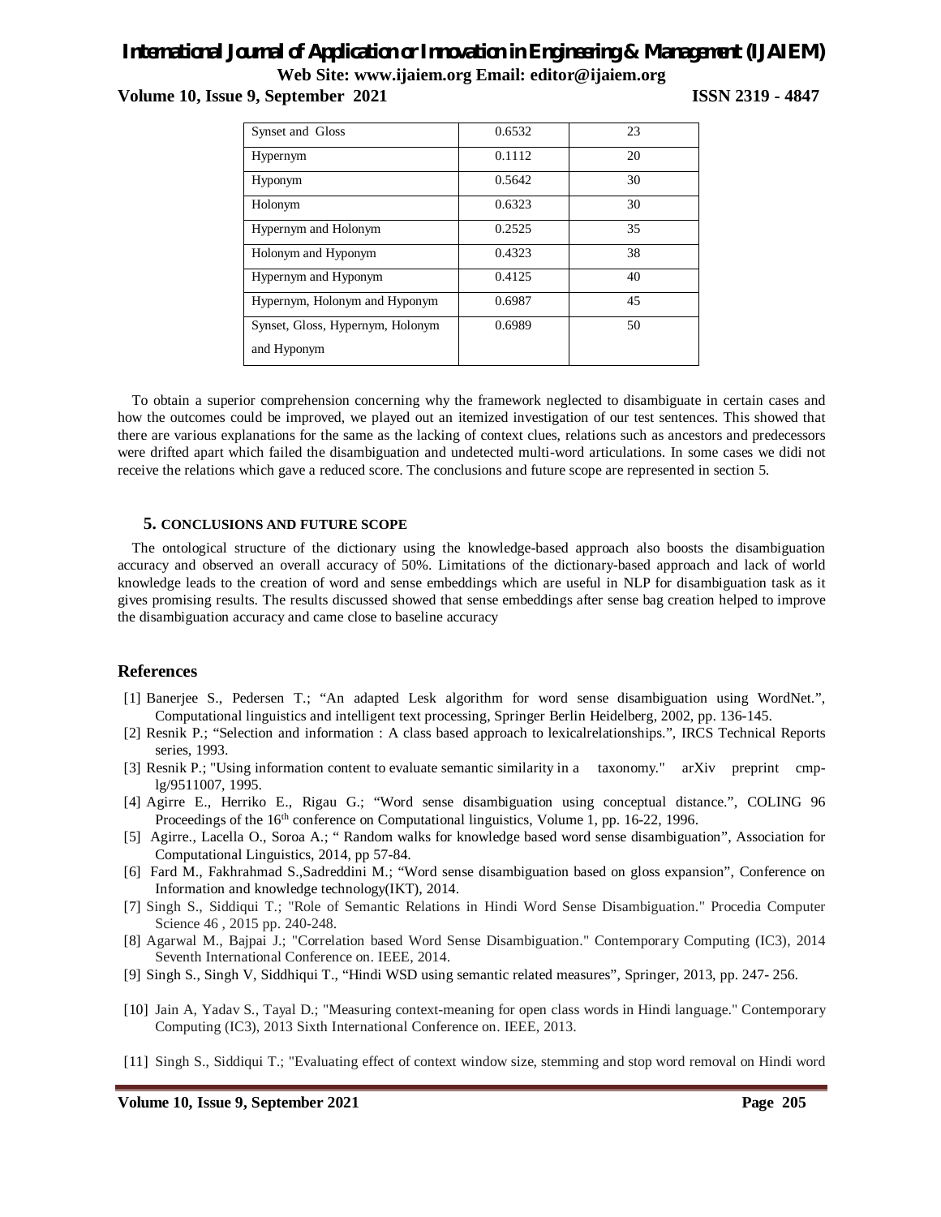| Synset and Gloss | 0.6532 | 23 |
|---|---|---|
| Hypernym | 0.1112 | 20 |
| Hyponym | 0.5642 | 30 |
| Holonym | 0.6323 | 30 |
| Hypernym and Holonym | 0.2525 | 35 |
| Holonym and Hyponym | 0.4323 | 38 |
| Hypernym and Hyponym | 0.4125 | 40 |
| Hypernym, Holonym and Hyponym | 0.6987 | 45 |
| Synset, Gloss, Hypernym, Holonym and Hyponym | 0.6989 | 50 |

To obtain a superior comprehension concerning why the framework neglected to disambiguate in certain cases and how the outcomes could be improved, we played out an itemized investigation of our test sentences. This showed that there are various explanations for the same as the lacking of context clues, relations such as ancestors and predecessors were drifted apart which failed the disambiguation and undetected multi-word articulations. In some cases we didi not receive the relations which gave a reduced score. The conclusions and future scope are represented in section 5.

## 5. CONCLUSIONS AND FUTURE SCOPE

The ontological structure of the dictionary using the knowledge-based approach also boosts the disambiguation accuracy and observed an overall accuracy of 50%. Limitations of the dictionary-based approach and lack of world knowledge leads to the creation of word and sense embeddings which are useful in NLP for disambiguation task as it gives promising results. The results discussed showed that sense embeddings after sense bag creation helped to improve the disambiguation accuracy and came close to baseline accuracy

## References

[1] Banerjee S., Pedersen T.; "An adapted Lesk algorithm for word sense disambiguation using WordNet.", Computational linguistics and intelligent text processing, Springer Berlin Heidelberg, 2002, pp. 136-145.

[2] Resnik P.; "Selection and information : A class based approach to lexicalrelationships.", IRCS Technical Reports series, 1993.

[3] Resnik P.; "Using information content to evaluate semantic similarity in a taxonomy." arXiv preprint cmp-lg/9511007, 1995.

[4] Agirre E., Herriko E., Rigau G.; "Word sense disambiguation using conceptual distance.", COLING 96 Proceedings of the 16th conference on Computational linguistics, Volume 1, pp. 16-22, 1996.

[5] Agirre., Lacella O., Soroa A.; " Random walks for knowledge based word sense disambiguation", Association for Computational Linguistics, 2014, pp 57-84.

[6] Fard M., Fakhrahmad S.,Sadreddini M.; "Word sense disambiguation based on gloss expansion", Conference on Information and knowledge technology(IKT), 2014.

[7] Singh S., Siddiqui T.; "Role of Semantic Relations in Hindi Word Sense Disambiguation." Procedia Computer Science 46 , 2015 pp. 240-248.

[8] Agarwal M., Bajpai J.; "Correlation based Word Sense Disambiguation." Contemporary Computing (IC3), 2014 Seventh International Conference on. IEEE, 2014.

[9] Singh S., Singh V, Siddhiqui T., "Hindi WSD using semantic related measures", Springer, 2013, pp. 247- 256.

[10] Jain A, Yadav S., Tayal D.; "Measuring context-meaning for open class words in Hindi language." Contemporary Computing (IC3), 2013 Sixth International Conference on. IEEE, 2013.

[11] Singh S., Siddiqui T.; "Evaluating effect of context window size, stemming and stop word removal on Hindi word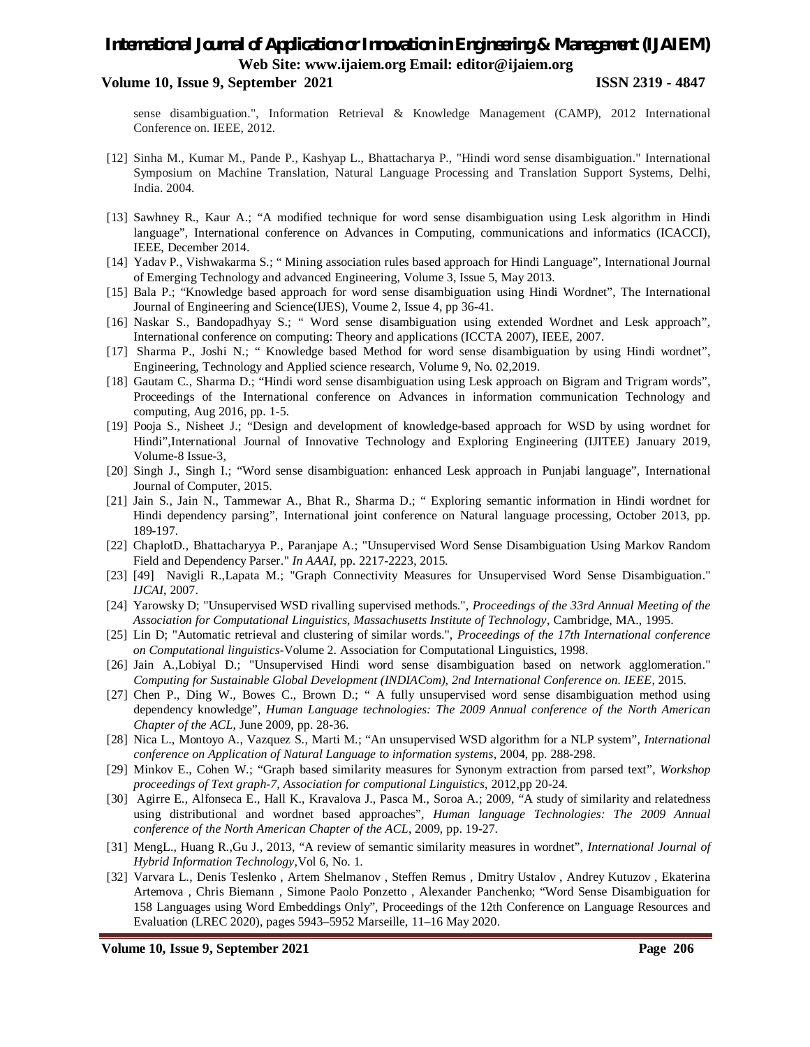sense disambiguation.", Information Retrieval & Knowledge Management (CAMP), 2012 International Conference on. IEEE, 2012.

[12] Sinha M., Kumar M., Pande P., Kashyap L., Bhattacharya P., "Hindi word sense disambiguation." International Symposium on Machine Translation, Natural Language Processing and Translation Support Systems, Delhi, India. 2004.

[13] Sawhney R., Kaur A.; "A modified technique for word sense disambiguation using Lesk algorithm in Hindi language", International conference on Advances in Computing, communications and informatics (ICACCI), IEEE, December 2014.

[14] Yadav P., Vishwakarma S.; " Mining association rules based approach for Hindi Language", International Journal of Emerging Technology and advanced Engineering, Volume 3, Issue 5, May 2013.

[15] Bala P.; "Knowledge based approach for word sense disambiguation using Hindi Wordnet", The International Journal of Engineering and Science(IJES), Voume 2, Issue 4, pp 36-41.

[16] Naskar S., Bandopadhyay S.; " Word sense disambiguation using extended Wordnet and Lesk approach", International conference on computing: Theory and applications (ICCTA 2007), IEEE, 2007.

[17] Sharma P., Joshi N.; " Knowledge based Method for word sense disambiguation by using Hindi wordnet", Engineering, Technology and Applied science research, Volume 9, No. 02,2019.

[18] Gautam C., Sharma D.; "Hindi word sense disambiguation using Lesk approach on Bigram and Trigram words", Proceedings of the International conference on Advances in information communication Technology and computing, Aug 2016, pp. 1-5.

[19] Pooja S., Nisheet J.; "Design and development of knowledge-based approach for WSD by using wordnet for Hindi",International Journal of Innovative Technology and Exploring Engineering (IJITEE) January 2019, Volume-8 Issue-3,

[20] Singh J., Singh I.; "Word sense disambiguation: enhanced Lesk approach in Punjabi language", International Journal of Computer, 2015.

[21] Jain S., Jain N., Tammewar A., Bhat R., Sharma D.; " Exploring semantic information in Hindi wordnet for Hindi dependency parsing", International joint conference on Natural language processing, October 2013, pp. 189-197.

[22] ChaplotD., Bhattacharyya P., Paranjape A.; "Unsupervised Word Sense Disambiguation Using Markov Random Field and Dependency Parser." *In AAAI*, pp. 2217-2223, 2015.

[23] [49] Navigli R.,Lapata M.; "Graph Connectivity Measures for Unsupervised Word Sense Disambiguation." *IJCAI*, 2007.

[24] Yarowsky D; "Unsupervised WSD rivalling supervised methods.", *Proceedings of the 33rd Annual Meeting of the Association for Computational Linguistics, Massachusetts Institute of Technology*, Cambridge, MA., 1995.

[25] Lin D; "Automatic retrieval and clustering of similar words.", *Proceedings of the 17th International conference on Computational linguistics*-Volume 2. Association for Computational Linguistics, 1998.

[26] Jain A.,Lobiyal D.; "Unsupervised Hindi word sense disambiguation based on network agglomeration." *Computing for Sustainable Global Development (INDIACom), 2nd International Conference on. IEEE*, 2015.

[27] Chen P., Ding W., Bowes C., Brown D.; " A fully unsupervised word sense disambiguation method using dependency knowledge", *Human Language technologies: The 2009 Annual conference of the North American Chapter of the ACL*, June 2009, pp. 28-36.

[28] Nica L., Montoyo A., Vazquez S., Marti M.; "An unsupervised WSD algorithm for a NLP system", *International conference on Application of Natural Language to information systems*, 2004, pp. 288-298.

[29] Minkov E., Cohen W.; "Graph based similarity measures for Synonym extraction from parsed text", *Workshop proceedings of Text graph-7, Association for computional Linguistics*, 2012,pp 20-24.

[30] Agirre E., Alfonseca E., Hall K., Kravalova J., Pasca M., Soroa A.; 2009, "A study of similarity and relatedness using distributional and wordnet based approaches", *Human language Technologies: The 2009 Annual conference of the North American Chapter of the ACL*, 2009, pp. 19-27.

[31] MengL., Huang R.,Gu J., 2013, "A review of semantic similarity measures in wordnet", *International Journal of Hybrid Information Technology*,Vol 6, No. 1.

[32] Varvara L., Denis Teslenko , Artem Shelmanov , Steffen Remus , Dmitry Ustalov , Andrey Kutuzov , Ekaterina Artemova , Chris Biemann , Simone Paolo Ponzetto , Alexander Panchenko; "Word Sense Disambiguation for 158 Languages using Word Embeddings Only", Proceedings of the 12th Conference on Language Resources and Evaluation (LREC 2020), pages 5943–5952 Marseille, 11–16 May 2020.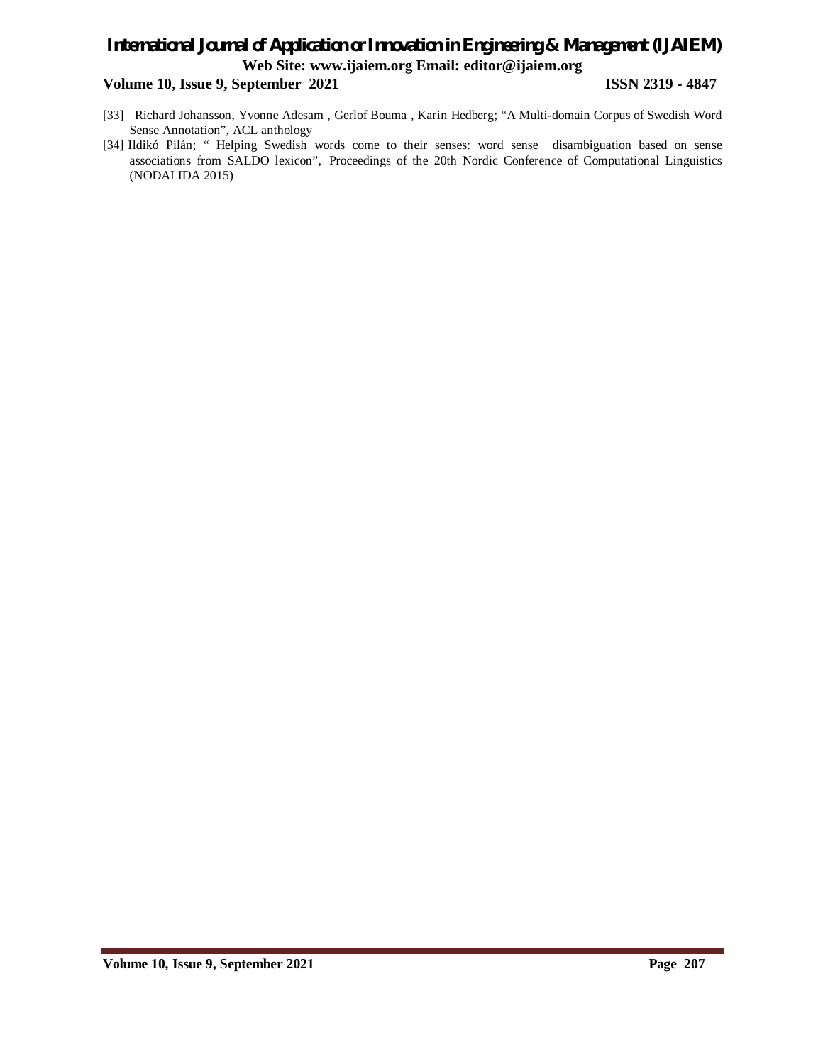[33] Richard Johansson, Yvonne Adesam , Gerlof Bouma , Karin Hedberg; "A Multi-domain Corpus of Swedish Word Sense Annotation", ACL anthology

[34] Ildikó Pilán; " Helping Swedish words come to their senses: word sense disambiguation based on sense associations from SALDO lexicon", Proceedings of the 20th Nordic Conference of Computational Linguistics (NODALIDA 2015)